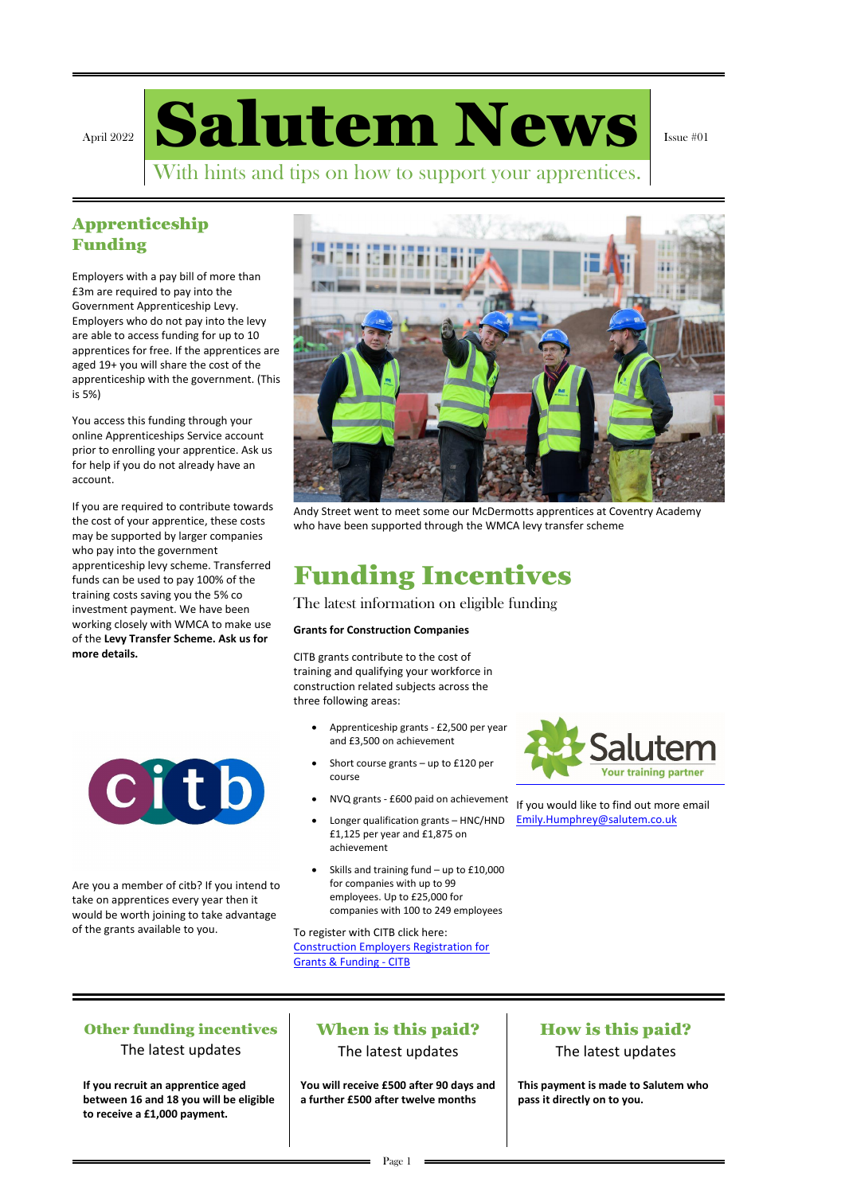April 2022

# Salutem News

Issue #01

With hints and tips on how to support your apprentices.

## Apprenticeship Funding

Employers with a pay bill of more than £3m are required to pay into the Government Apprenticeship Levy. Employers who do not pay into the levy are able to access funding for up to 10 apprentices for free. If the apprentices are aged 19+ you will share the cost of the apprenticeship with the government. (This is 5%)

You access this funding through your online Apprenticeships Service account prior to enrolling your apprentice. Ask us for help if you do not already have an account.

If you are required to contribute towards the cost of your apprentice, these costs may be supported by larger companies who pay into the government apprenticeship levy scheme. Transferred funds can be used to pay 100% of the training costs saving you the 5% co investment payment. We have been working closely with WMCA to make use of the **Levy Transfer Scheme. Ask us for more details.**

Andy Street went to meet some our McDermotts apprentices at Coventry Academy who have been supported through the WMCA levy transfer scheme

Are you a member of citb? If you intend to take on apprentices every year then it would be worth joining to take advantage of the grants available to you.

# Funding Incentives

The latest information on eligible funding

**Grants for Construction Companies**

CITB grants contribute to the cost of training and qualifying your workforce in construction related subjects across the three following areas:

- Apprenticeship grants - £2,500 per year and £3,500 on achievement
- Short course grants – up to £120 per course
- NVQ grants - £600 paid on achievement
- Longer qualification grants – HNC/HND £1,125 per year and £1,875 on achievement
- Skills and training fund – up to £10,000 for companies with up to 99 employees. Up to £25,000 for companies with 100 to 249 employees

To register with CITB click here: [Construction Employers Registration for Grants & Funding - CITB]

Salutem — Your training partner

If you would like to find out more email Emily.Humphrey@salutem.co.uk

## Other funding incentives

The latest updates

**If you recruit an apprentice aged between 16 and 18 you will be eligible to receive a £1,000 payment.**

## When is this paid?

The latest updates

**You will receive £500 after 90 days and a further £500 after twelve months**

## How is this paid?

The latest updates

**This payment is made to Salutem who pass it directly on to you.**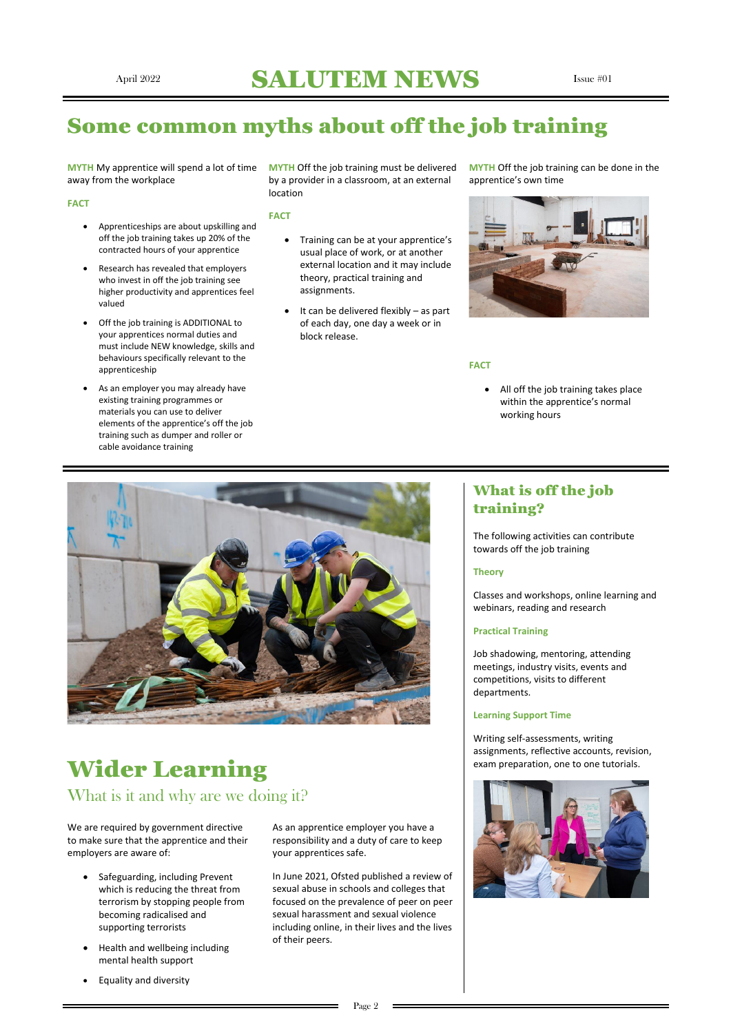# Some common myths about off the job training

**MYTH** My apprentice will spend a lot of time away from the workplace

**FACT**

- Apprenticeships are about upskilling and off the job training takes up 20% of the contracted hours of your apprentice
- Research has revealed that employers who invest in off the job training see higher productivity and apprentices feel valued
- Off the job training is ADDITIONAL to your apprentices normal duties and must include NEW knowledge, skills and behaviours specifically relevant to the apprenticeship
- As an employer you may already have existing training programmes or materials you can use to deliver elements of the apprentice's off the job training such as dumper and roller or cable avoidance training

**MYTH** Off the job training must be delivered by a provider in a classroom, at an external location

**FACT**

- Training can be at your apprentice's usual place of work, or at another external location and it may include theory, practical training and assignments.
- It can be delivered flexibly – as part of each day, one day a week or in block release.

**MYTH** Off the job training can be done in the apprentice's own time

**FACT**

- All off the job training takes place within the apprentice's normal working hours

## What is off the job training?

The following activities can contribute towards off the job training

**Theory**

Classes and workshops, online learning and webinars, reading and research

**Practical Training**

Job shadowing, mentoring, attending meetings, industry visits, events and competitions, visits to different departments.

**Learning Support Time**

Writing self-assessments, writing assignments, reflective accounts, revision, exam preparation, one to one tutorials.

# Wider Learning

## What is it and why are we doing it?

We are required by government directive to make sure that the apprentice and their employers are aware of:

- Safeguarding, including Prevent which is reducing the threat from terrorism by stopping people from becoming radicalised and supporting terrorists
- Health and wellbeing including mental health support
- Equality and diversity

As an apprentice employer you have a responsibility and a duty of care to keep your apprentices safe.

In June 2021, Ofsted published a review of sexual abuse in schools and colleges that focused on the prevalence of peer on peer sexual harassment and sexual violence including online, in their lives and the lives of their peers.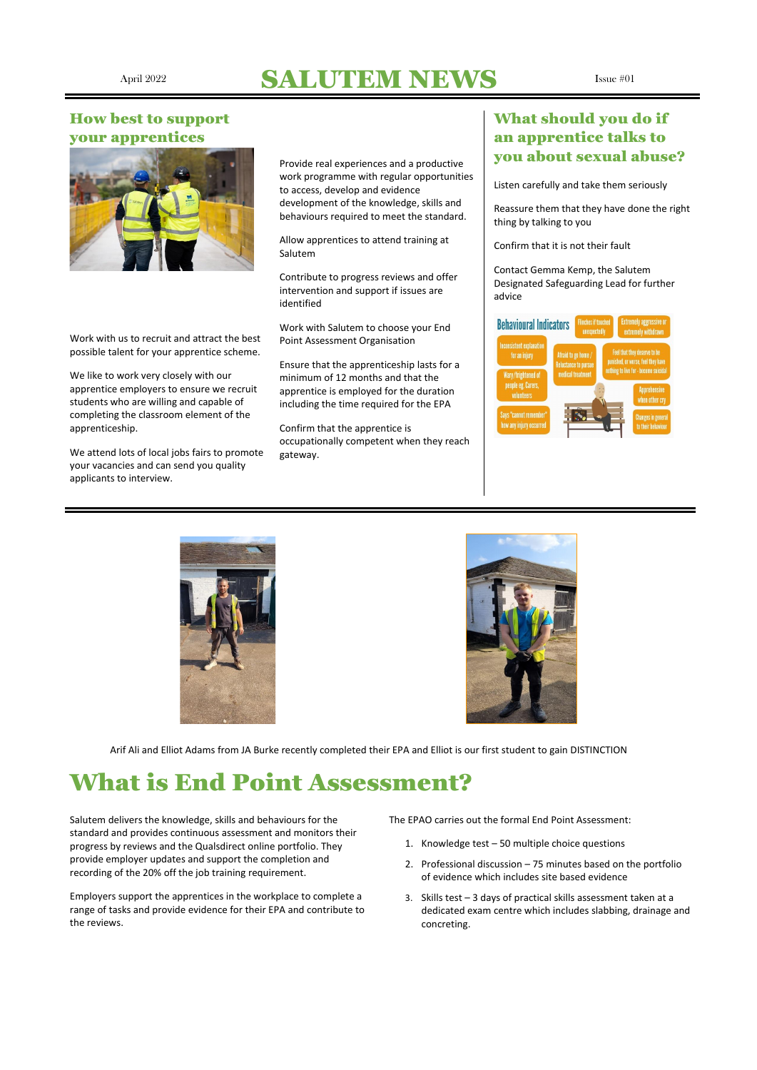April 2022 | **SALUTEM NEWS** | Issue #01

## How best to support your apprentices

Work with us to recruit and attract the best possible talent for your apprentice scheme.

We like to work very closely with our apprentice employers to ensure we recruit students who are willing and capable of completing the classroom element of the apprenticeship.

We attend lots of local jobs fairs to promote your vacancies and can send you quality applicants to interview.

Provide real experiences and a productive work programme with regular opportunities to access, develop and evidence development of the knowledge, skills and behaviours required to meet the standard.

Allow apprentices to attend training at Salutem

Contribute to progress reviews and offer intervention and support if issues are identified

Work with Salutem to choose your End Point Assessment Organisation

Ensure that the apprenticeship lasts for a minimum of 12 months and that the apprentice is employed for the duration including the time required for the EPA

Confirm that the apprentice is occupationally competent when they reach gateway.

## What should you do if an apprentice talks to you about sexual abuse?

Listen carefully and take them seriously

Reassure them that they have done the right thing by talking to you

Confirm that it is not their fault

Contact Gemma Kemp, the Salutem Designated Safeguarding Lead for further advice

Behavioural Indicators

Flinches if touched unexpectedly

Extremely aggressive or extremely withdrawn

Inconsistent explanation for an injury

Afraid to go home / Reluctance to pursue medical treatment

Feel that they deserve to be punished, or worse, feel they have nothing to live for - become suicidal

Wary/frightened of people eg. Carers, volunteers

Apprehensive when other cry

Says "cannot remember" how any injury occurred

Changes in general to their behaviour

Arif Ali and Elliot Adams from JA Burke recently completed their EPA and Elliot is our first student to gain DISTINCTION

# What is End Point Assessment?

Salutem delivers the knowledge, skills and behaviours for the standard and provides continuous assessment and monitors their progress by reviews and the Qualsdirect online portfolio. They provide employer updates and support the completion and recording of the 20% off the job training requirement.

Employers support the apprentices in the workplace to complete a range of tasks and provide evidence for their EPA and contribute to the reviews.

The EPAO carries out the formal End Point Assessment:

1. Knowledge test – 50 multiple choice questions
2. Professional discussion – 75 minutes based on the portfolio of evidence which includes site based evidence
3. Skills test – 3 days of practical skills assessment taken at a dedicated exam centre which includes slabbing, drainage and concreting.